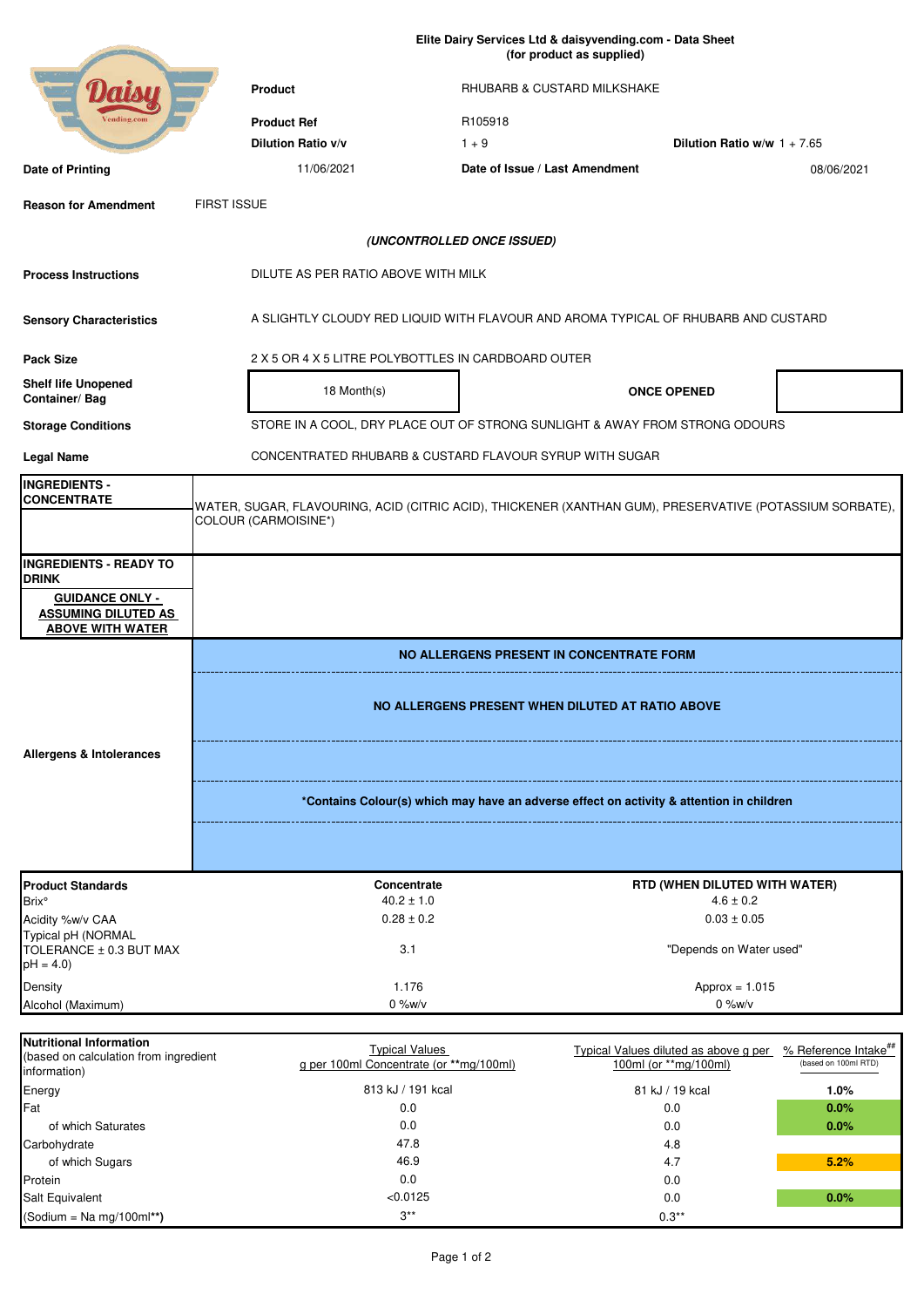**Elite Dairy Services Ltd & daisyvending.com - Data Sheet**
**(for product as supplied)**

| | | | |
|---|---|---|---|
| **Product** | RHUBARB & CUSTARD MILKSHAKE | | |
| **Product Ref** | R105918 | | |
| **Dilution Ratio v/v** | 1 + 9 | **Dilution Ratio w/w** | 1 + 7.65 |
| **Date of Printing** | 11/06/2021 | **Date of Issue / Last Amendment** | 08/06/2021 |
| **Reason for Amendment** | FIRST ISSUE | | |

***(UNCONTROLLED ONCE ISSUED)***

| | |
|---|---|
| **Process Instructions** | DILUTE AS PER RATIO ABOVE WITH MILK |
| **Sensory Characteristics** | A SLIGHTLY CLOUDY RED LIQUID WITH FLAVOUR AND AROMA TYPICAL OF RHUBARB AND CUSTARD |
| **Pack Size** | 2 X 5 OR 4 X 5 LITRE POLYBOTTLES IN CARDBOARD OUTER |
| **Shelf life Unopened Container/ Bag** | 18 Month(s) — **ONCE OPENED** |
| **Storage Conditions** | STORE IN A COOL, DRY PLACE OUT OF STRONG SUNLIGHT & AWAY FROM STRONG ODOURS |
| **Legal Name** | CONCENTRATED RHUBARB & CUSTARD FLAVOUR SYRUP WITH SUGAR |
| **INGREDIENTS - CONCENTRATE** | WATER, SUGAR, FLAVOURING, ACID (CITRIC ACID), THICKENER (XANTHAN GUM), PRESERVATIVE (POTASSIUM SORBATE), COLOUR (CARMOISINE*) |
| **INGREDIENTS - READY TO DRINK** **GUIDANCE ONLY - ASSUMING DILUTED AS ABOVE WITH WATER** | |
| **Allergens & Intolerances** | **NO ALLERGENS PRESENT IN CONCENTRATE FORM** <br> **NO ALLERGENS PRESENT WHEN DILUTED AT RATIO ABOVE** <br> ***Contains Colour(s) which may have an adverse effect on activity & attention in children** |

| **Product Standards** | **Concentrate** | **RTD (WHEN DILUTED WITH WATER)** |
|---|---|---|
| Brix° | 40.2 ± 1.0 | 4.6 ± 0.2 |
| Acidity %w/v CAA | 0.28 ± 0.2 | 0.03 ± 0.05 |
| Typical pH (NORMAL TOLERANCE ± 0.3 BUT MAX pH = 4.0) | 3.1 | "Depends on Water used" |
| Density | 1.176 | Approx = 1.015 |
| Alcohol (Maximum) | 0 %w/v | 0 %w/v |

| **Nutritional Information** (based on calculation from ingredient information) | Typical Values g per 100ml Concentrate (or **mg/100ml) | Typical Values diluted as above g per 100ml (or **mg/100ml) | % Reference Intake[##] (based on 100ml RTD) |
|---|---|---|---|
| Energy | 813 kJ / 191 kcal | 81 kJ / 19 kcal | **1.0%** |
| Fat | 0.0 | 0.0 | **0.0%** |
| of which Saturates | 0.0 | 0.0 | **0.0%** |
| Carbohydrate | 47.8 | 4.8 | |
| of which Sugars | 46.9 | 4.7 | **5.2%** |
| Protein | 0.0 | 0.0 | |
| Salt Equivalent | <0.0125 | 0.0 | **0.0%** |
| (Sodium = Na mg/100ml**) | 3** | 0.3** | |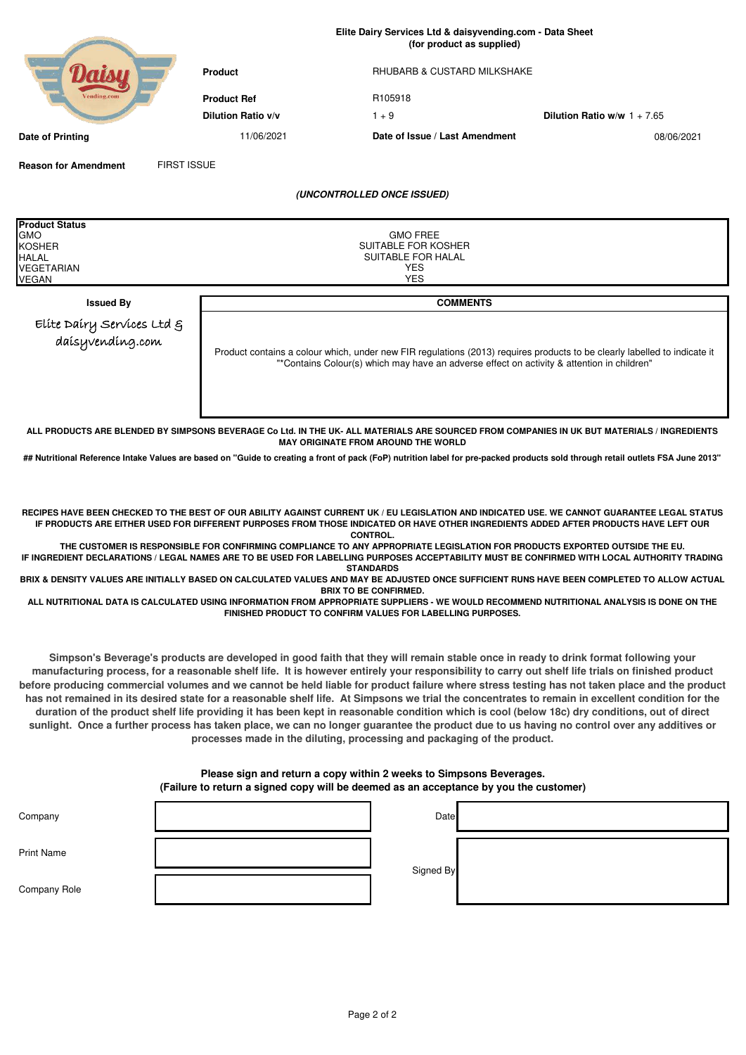**Elite Dairy Services Ltd & daisyvending.com - Data Sheet**
**(for product as supplied)**

| | | | |
|---|---|---|---|
| **Product** | RHUBARB & CUSTARD MILKSHAKE | | |
| **Product Ref** | R105918 | | |
| **Dilution Ratio v/v** | 1 + 9 | **Dilution Ratio w/w** | 1 + 7.65 |
| **Date of Printing** | 11/06/2021 | **Date of Issue / Last Amendment** | 08/06/2021 |
| **Reason for Amendment** | FIRST ISSUE | | |

***(UNCONTROLLED ONCE ISSUED)***

| **Product Status** | |
|---|---|
| GMO | GMO FREE |
| KOSHER | SUITABLE FOR KOSHER |
| HALAL | SUITABLE FOR HALAL |
| VEGETARIAN | YES |
| VEGAN | YES |

| **Issued By** | **COMMENTS** |
|---|---|
| Elite Dairy Services Ltd & daisyvending.com | Product contains a colour which, under new FIR regulations (2013) requires products to be clearly labelled to indicate it ""Contains Colour(s) which may have an adverse effect on activity & attention in children" |

**ALL PRODUCTS ARE BLENDED BY SIMPSONS BEVERAGE Co Ltd. IN THE UK- ALL MATERIALS ARE SOURCED FROM COMPANIES IN UK BUT MATERIALS / INGREDIENTS MAY ORIGINATE FROM AROUND THE WORLD**

**## Nutritional Reference Intake Values are based on "Guide to creating a front of pack (FoP) nutrition label for pre-packed products sold through retail outlets FSA June 2013"**

**RECIPES HAVE BEEN CHECKED TO THE BEST OF OUR ABILITY AGAINST CURRENT UK / EU LEGISLATION AND INDICATED USE. WE CANNOT GUARANTEE LEGAL STATUS IF PRODUCTS ARE EITHER USED FOR DIFFERENT PURPOSES FROM THOSE INDICATED OR HAVE OTHER INGREDIENTS ADDED AFTER PRODUCTS HAVE LEFT OUR CONTROL.**
**THE CUSTOMER IS RESPONSIBLE FOR CONFIRMING COMPLIANCE TO ANY APPROPRIATE LEGISLATION FOR PRODUCTS EXPORTED OUTSIDE THE EU.**
**IF INGREDIENT DECLARATIONS / LEGAL NAMES ARE TO BE USED FOR LABELLING PURPOSES ACCEPTABILITY MUST BE CONFIRMED WITH LOCAL AUTHORITY TRADING STANDARDS**
**BRIX & DENSITY VALUES ARE INITIALLY BASED ON CALCULATED VALUES AND MAY BE ADJUSTED ONCE SUFFICIENT RUNS HAVE BEEN COMPLETED TO ALLOW ACTUAL BRIX TO BE CONFIRMED.**
**ALL NUTRITIONAL DATA IS CALCULATED USING INFORMATION FROM APPROPRIATE SUPPLIERS - WE WOULD RECOMMEND NUTRITIONAL ANALYSIS IS DONE ON THE FINISHED PRODUCT TO CONFIRM VALUES FOR LABELLING PURPOSES.**

**Simpson's Beverage's products are developed in good faith that they will remain stable once in ready to drink format following your manufacturing process, for a reasonable shelf life. It is however entirely your responsibility to carry out shelf life trials on finished product before producing commercial volumes and we cannot be held liable for product failure where stress testing has not taken place and the product has not remained in its desired state for a reasonable shelf life. At Simpsons we trial the concentrates to remain in excellent condition for the duration of the product shelf life providing it has been kept in reasonable condition which is cool (below 18c) dry conditions, out of direct sunlight. Once a further process has taken place, we can no longer guarantee the product due to us having no control over any additives or processes made in the diluting, processing and packaging of the product.**

**Please sign and return a copy within 2 weeks to Simpsons Beverages.**
**(Failure to return a signed copy will be deemed as an acceptance by you the customer)**

| | | | |
|---|---|---|---|
| Company | | Date | |
| Print Name | | Signed By | |
| Company Role | | | |